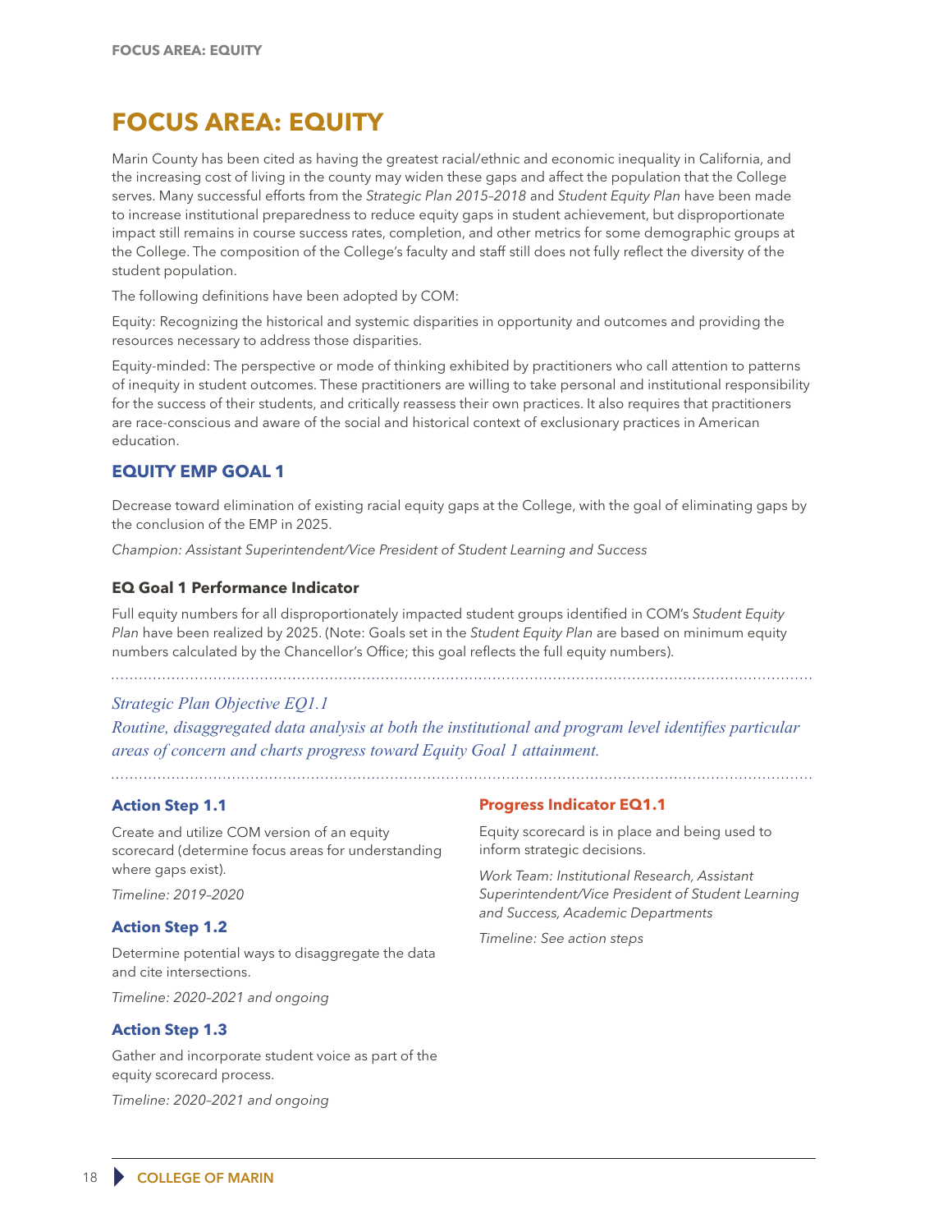# FOCUS AREA: EQUITY

Marin County has been cited as having the greatest racial/ethnic and economic inequality in California, and the increasing cost of living in the county may widen these gaps and affect the population that the College serves. Many successful efforts from the *Strategic Plan 2015–2018* and *Student Equity Plan* have been made to increase institutional preparedness to reduce equity gaps in student achievement, but disproportionate impact still remains in course success rates, completion, and other metrics for some demographic groups at the College. The composition of the College's faculty and staff still does not fully reflect the diversity of the student population.

The following definitions have been adopted by COM:

Equity: Recognizing the historical and systemic disparities in opportunity and outcomes and providing the resources necessary to address those disparities.

Equity-minded: The perspective or mode of thinking exhibited by practitioners who call attention to patterns of inequity in student outcomes. These practitioners are willing to take personal and institutional responsibility for the success of their students, and critically reassess their own practices. It also requires that practitioners are race-conscious and aware of the social and historical context of exclusionary practices in American education.

## EQUITY EMP GOAL 1

Decrease toward elimination of existing racial equity gaps at the College, with the goal of eliminating gaps by the conclusion of the EMP in 2025.

*Champion: Assistant Superintendent/Vice President of Student Learning and Success*

### EQ Goal 1 Performance Indicator

Full equity numbers for all disproportionately impacted student groups identified in COM's *Student Equity Plan* have been realized by 2025. (Note: Goals set in the *Student Equity Plan* are based on minimum equity numbers calculated by the Chancellor's Office; this goal reflects the full equity numbers).

*Strategic Plan Objective EQ1.1*

*Routine, disaggregated data analysis at both the institutional and program level identifies particular areas of concern and charts progress toward Equity Goal 1 attainment.*

### Action Step 1.1

Create and utilize COM version of an equity scorecard (determine focus areas for understanding where gaps exist).

*Timeline: 2019–2020*

### Action Step 1.2

Determine potential ways to disaggregate the data and cite intersections.

*Timeline: 2020–2021 and ongoing*

### Action Step 1.3

Gather and incorporate student voice as part of the equity scorecard process.

*Timeline: 2020–2021 and ongoing*

### Progress Indicator EQ1.1

Equity scorecard is in place and being used to inform strategic decisions.

*Work Team: Institutional Research, Assistant Superintendent/Vice President of Student Learning and Success, Academic Departments*

*Timeline: See action steps*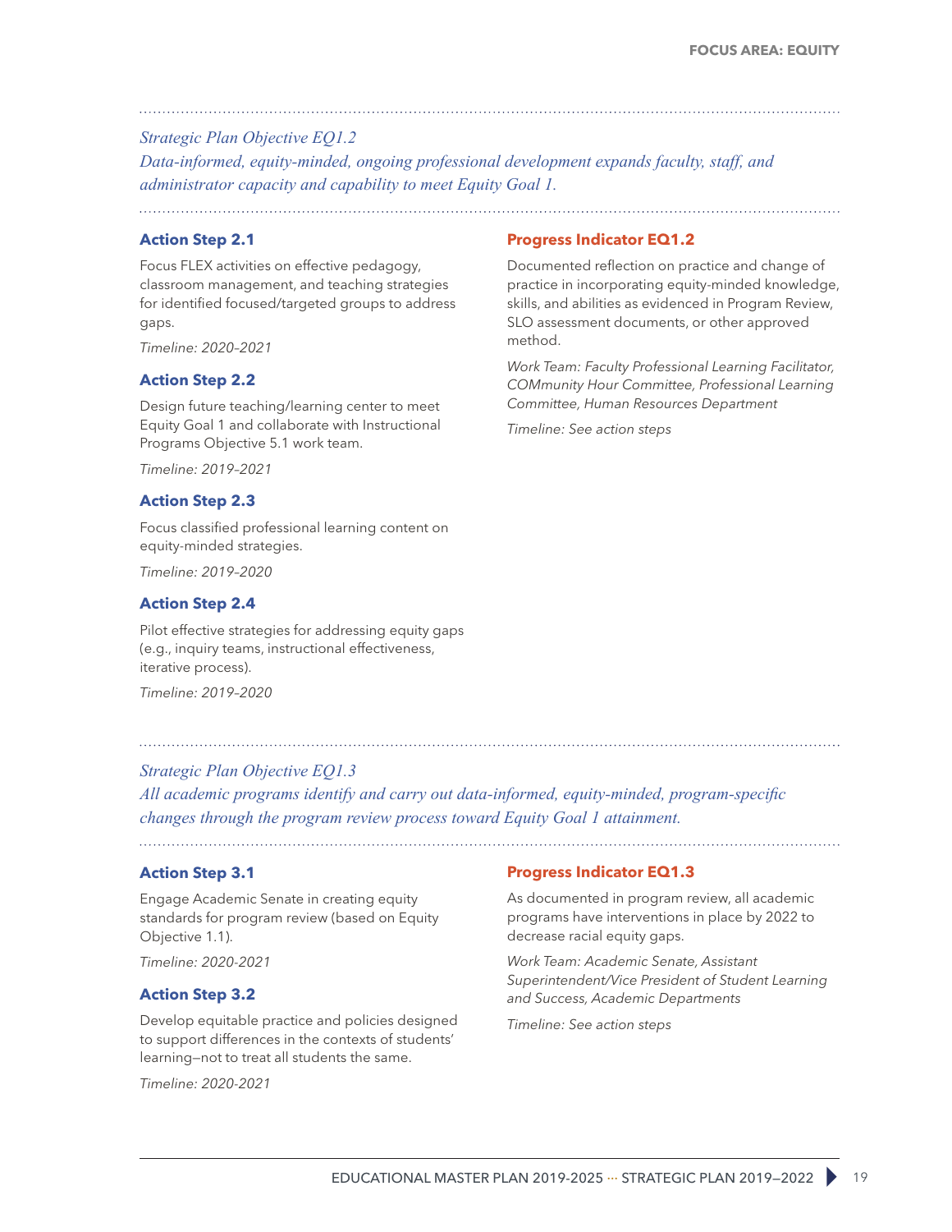*Strategic Plan Objective EQ1.2*

*Data-informed, equity-minded, ongoing professional development expands faculty, staff, and administrator capacity and capability to meet Equity Goal 1.*

### Action Step 2.1

Focus FLEX activities on effective pedagogy, classroom management, and teaching strategies for identified focused/targeted groups to address gaps.

*Timeline: 2020–2021*

### Action Step 2.2

Design future teaching/learning center to meet Equity Goal 1 and collaborate with Instructional Programs Objective 5.1 work team.

*Timeline: 2019–2021*

### Action Step 2.3

Focus classified professional learning content on equity-minded strategies.

*Timeline: 2019–2020*

### Action Step 2.4

Pilot effective strategies for addressing equity gaps (e.g., inquiry teams, instructional effectiveness, iterative process).

*Timeline: 2019–2020*

### Progress Indicator EQ1.2

Documented reflection on practice and change of practice in incorporating equity-minded knowledge, skills, and abilities as evidenced in Program Review, SLO assessment documents, or other approved method.

*Work Team: Faculty Professional Learning Facilitator, COMmunity Hour Committee, Professional Learning Committee, Human Resources Department*

*Timeline: See action steps*

---

*Strategic Plan Objective EQ1.3*

*All academic programs identify and carry out data-informed, equity-minded, program-specific changes through the program review process toward Equity Goal 1 attainment.*

### Action Step 3.1

Engage Academic Senate in creating equity standards for program review (based on Equity Objective 1.1).

*Timeline: 2020-2021*

### Action Step 3.2

Develop equitable practice and policies designed to support differences in the contexts of students' learning—not to treat all students the same.

*Timeline: 2020-2021*

### Progress Indicator EQ1.3

As documented in program review, all academic programs have interventions in place by 2022 to decrease racial equity gaps.

*Work Team: Academic Senate, Assistant Superintendent/Vice President of Student Learning and Success, Academic Departments*

*Timeline: See action steps*